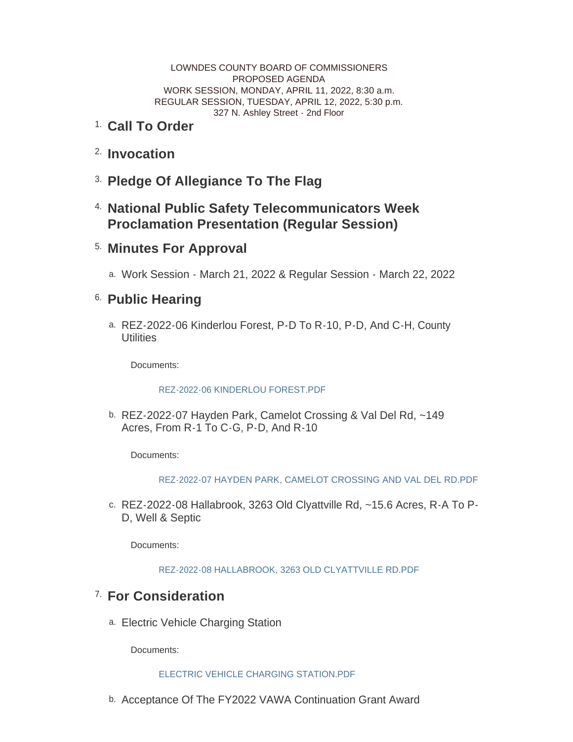LOWNDES COUNTY BOARD OF COMMISSIONERS
PROPOSED AGENDA
WORK SESSION, MONDAY, APRIL 11, 2022, 8:30 a.m.
REGULAR SESSION, TUESDAY, APRIL 12, 2022, 5:30 p.m.
327 N. Ashley Street - 2nd Floor

1. **Call To Order**

2. **Invocation**

3. **Pledge Of Allegiance To The Flag**

4. **National Public Safety Telecommunicators Week Proclamation Presentation (Regular Session)**

5. **Minutes For Approval**

   a. Work Session - March 21, 2022 & Regular Session - March 22, 2022

6. **Public Hearing**

   a. REZ-2022-06 Kinderlou Forest, P-D To R-10, P-D, And C-H, County Utilities

      Documents:

      REZ-2022-06 KINDERLOU FOREST.PDF

   b. REZ-2022-07 Hayden Park, Camelot Crossing & Val Del Rd, ~149 Acres, From R-1 To C-G, P-D, And R-10

      Documents:

      REZ-2022-07 HAYDEN PARK, CAMELOT CROSSING AND VAL DEL RD.PDF

   c. REZ-2022-08 Hallabrook, 3263 Old Clyattville Rd, ~15.6 Acres, R-A To P-D, Well & Septic

      Documents:

      REZ-2022-08 HALLABROOK, 3263 OLD CLYATTVILLE RD.PDF

7. **For Consideration**

   a. Electric Vehicle Charging Station

      Documents:

      ELECTRIC VEHICLE CHARGING STATION.PDF

   b. Acceptance Of The FY2022 VAWA Continuation Grant Award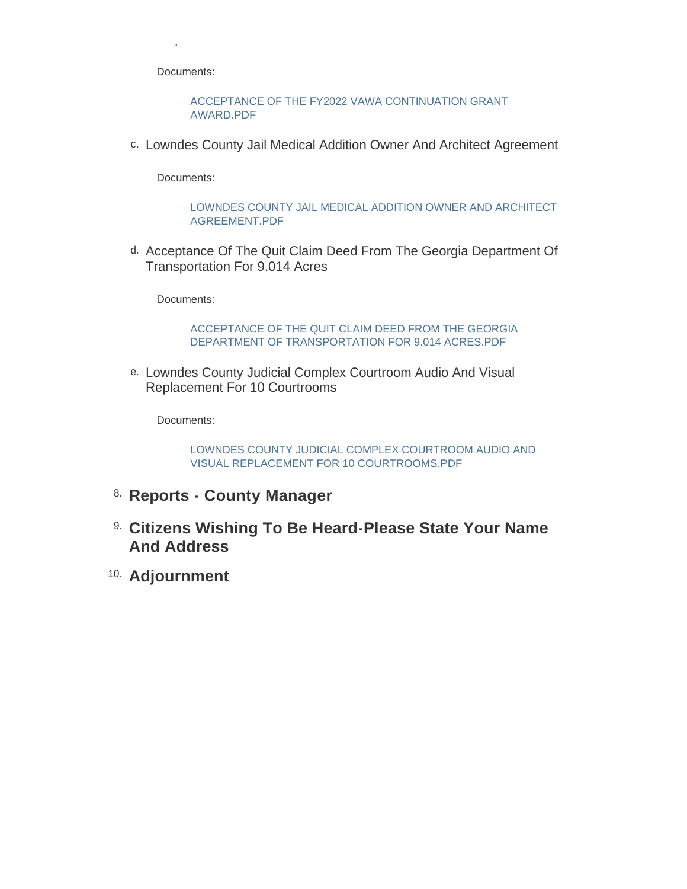.

Documents:

ACCEPTANCE OF THE FY2022 VAWA CONTINUATION GRANT AWARD.PDF

c. Lowndes County Jail Medical Addition Owner And Architect Agreement

Documents:

LOWNDES COUNTY JAIL MEDICAL ADDITION OWNER AND ARCHITECT AGREEMENT.PDF

d. Acceptance Of The Quit Claim Deed From The Georgia Department Of Transportation For 9.014 Acres

Documents:

ACCEPTANCE OF THE QUIT CLAIM DEED FROM THE GEORGIA DEPARTMENT OF TRANSPORTATION FOR 9.014 ACRES.PDF

e. Lowndes County Judicial Complex Courtroom Audio And Visual Replacement For 10 Courtrooms

Documents:

LOWNDES COUNTY JUDICIAL COMPLEX COURTROOM AUDIO AND VISUAL REPLACEMENT FOR 10 COURTROOMS.PDF

8. **Reports - County Manager**

9. **Citizens Wishing To Be Heard-Please State Your Name And Address**

10. **Adjournment**